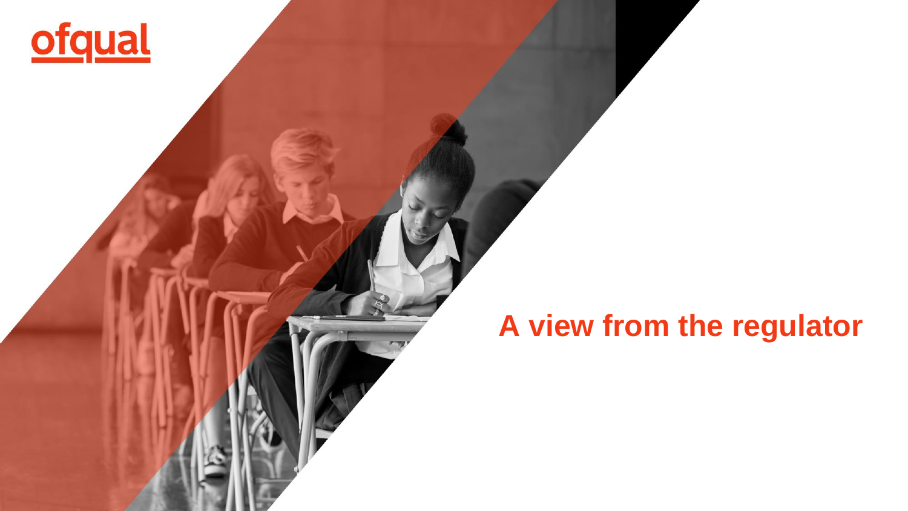ofqual

# A view from the regulator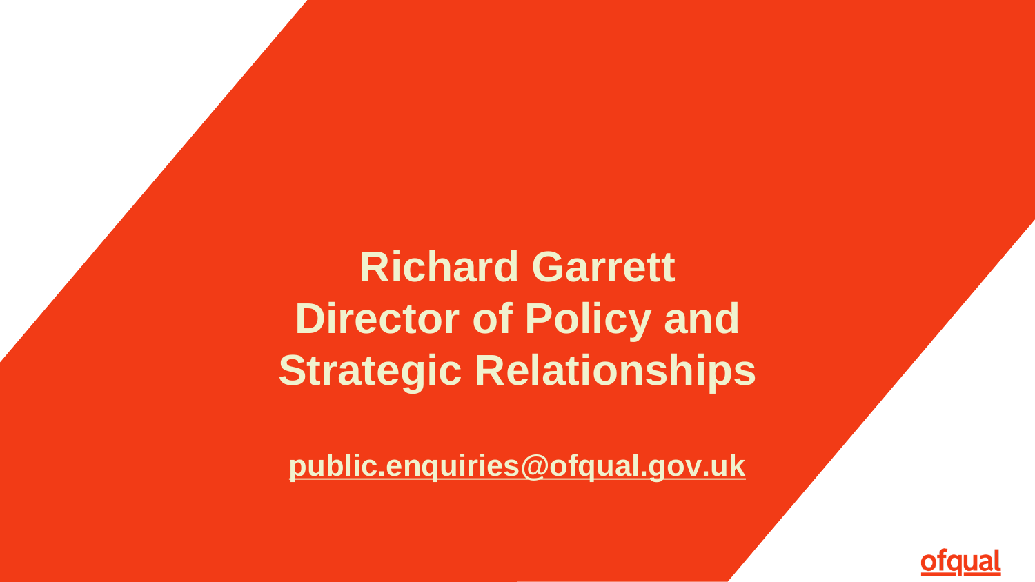**Richard Garrett**
**Director of Policy and Strategic Relationships**

public.enquiries@ofqual.gov.uk

ofqual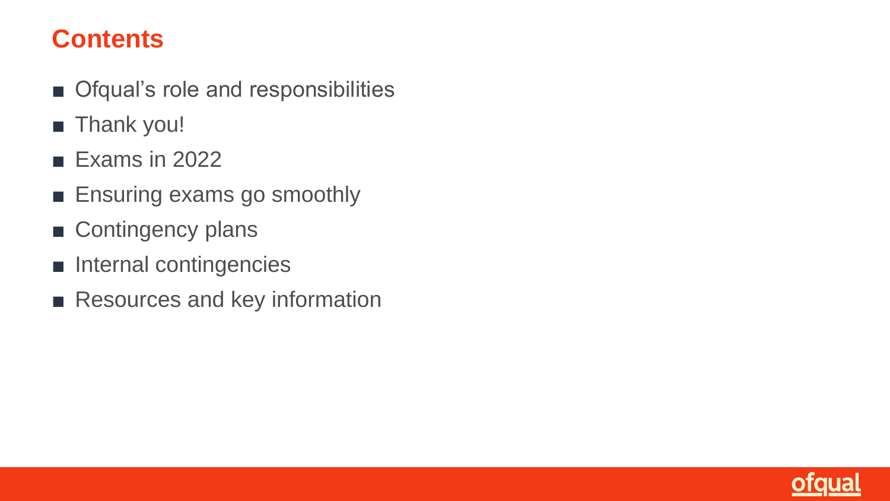# Contents

- Ofqual’s role and responsibilities
- Thank you!
- Exams in 2022
- Ensuring exams go smoothly
- Contingency plans
- Internal contingencies
- Resources and key information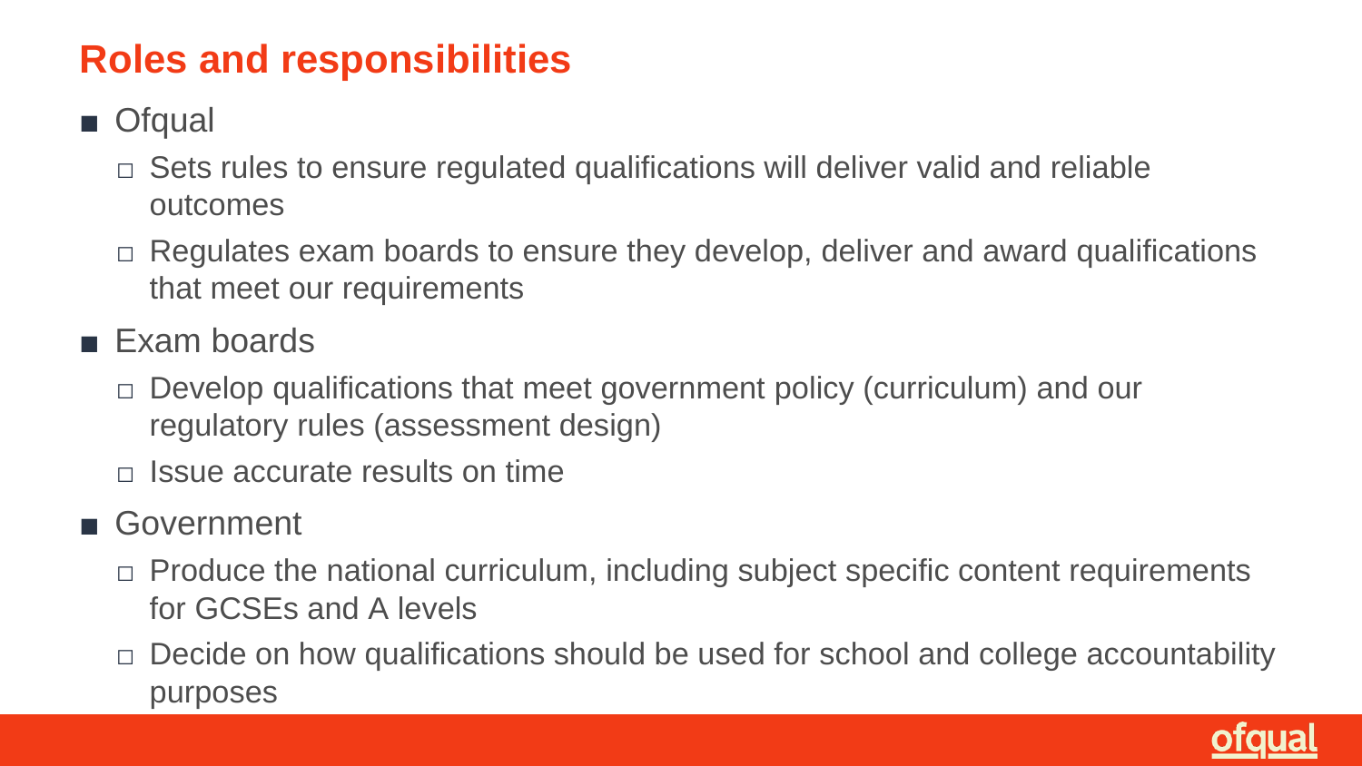## Roles and responsibilities

- Ofqual
  - Sets rules to ensure regulated qualifications will deliver valid and reliable outcomes
  - Regulates exam boards to ensure they develop, deliver and award qualifications that meet our requirements
- Exam boards
  - Develop qualifications that meet government policy (curriculum) and our regulatory rules (assessment design)
  - Issue accurate results on time
- Government
  - Produce the national curriculum, including subject specific content requirements for GCSEs and A levels
  - Decide on how qualifications should be used for school and college accountability purposes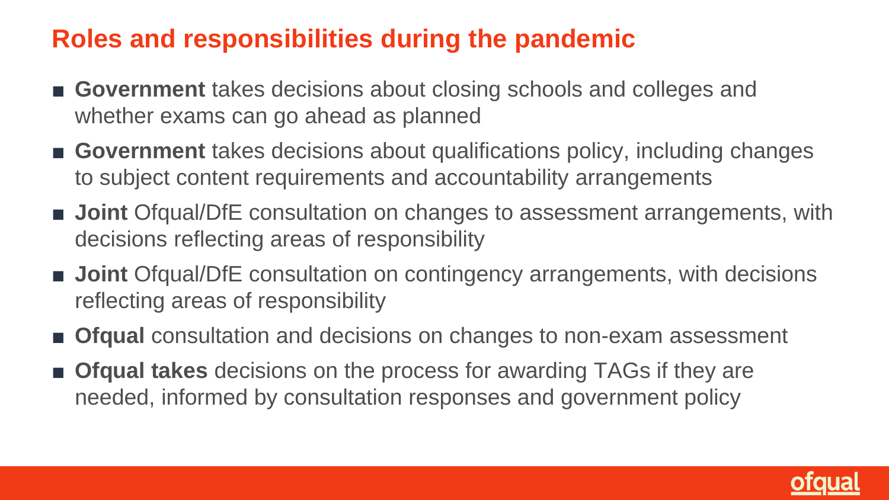## Roles and responsibilities during the pandemic

- **Government** takes decisions about closing schools and colleges and whether exams can go ahead as planned
- **Government** takes decisions about qualifications policy, including changes to subject content requirements and accountability arrangements
- **Joint** Ofqual/DfE consultation on changes to assessment arrangements, with decisions reflecting areas of responsibility
- **Joint** Ofqual/DfE consultation on contingency arrangements, with decisions reflecting areas of responsibility
- **Ofqual** consultation and decisions on changes to non-exam assessment
- **Ofqual takes** decisions on the process for awarding TAGs if they are needed, informed by consultation responses and government policy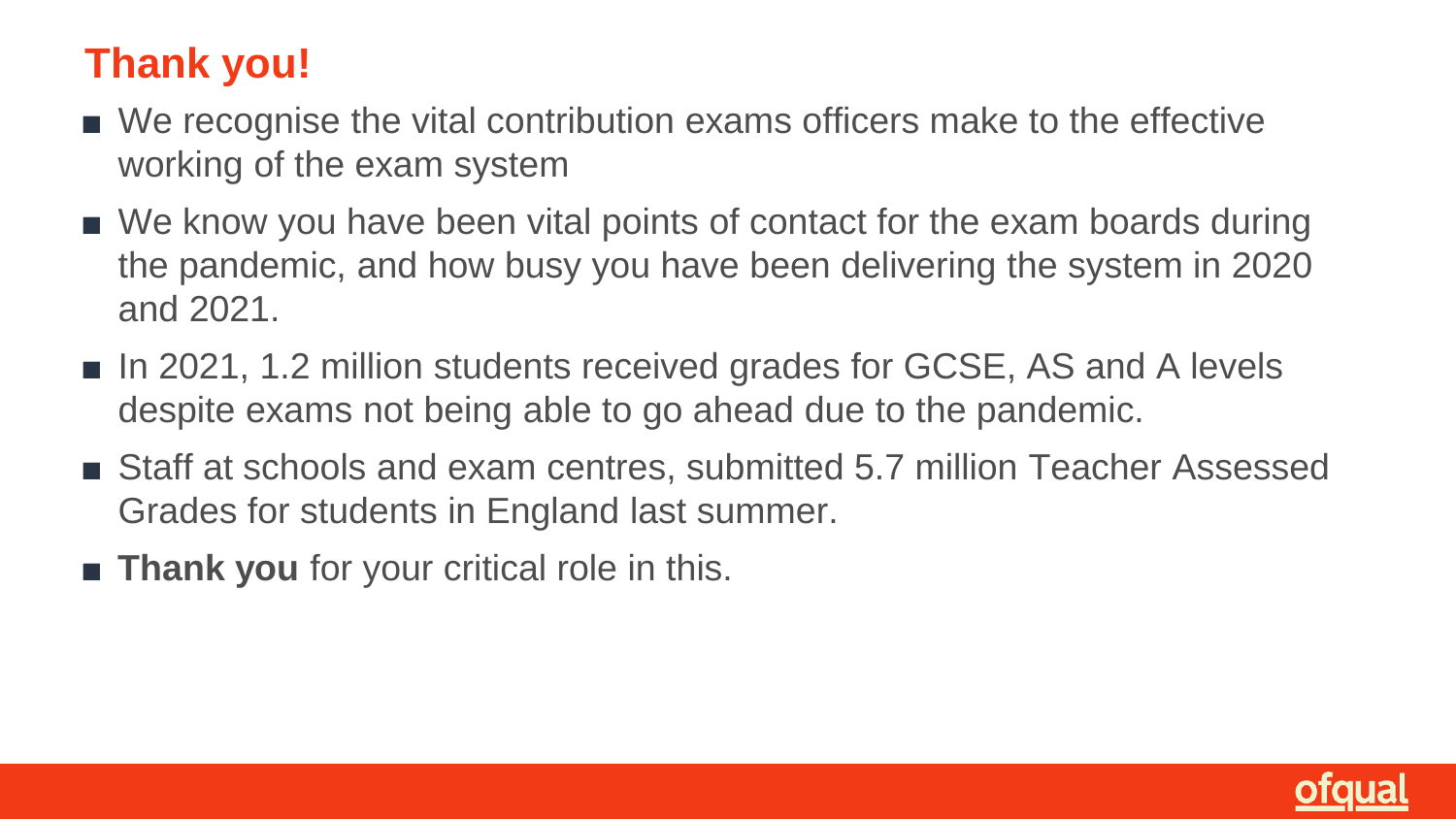## Thank you!

- We recognise the vital contribution exams officers make to the effective working of the exam system
- We know you have been vital points of contact for the exam boards during the pandemic, and how busy you have been delivering the system in 2020 and 2021.
- In 2021, 1.2 million students received grades for GCSE, AS and A levels despite exams not being able to go ahead due to the pandemic.
- Staff at schools and exam centres, submitted 5.7 million Teacher Assessed Grades for students in England last summer.
- **Thank you** for your critical role in this.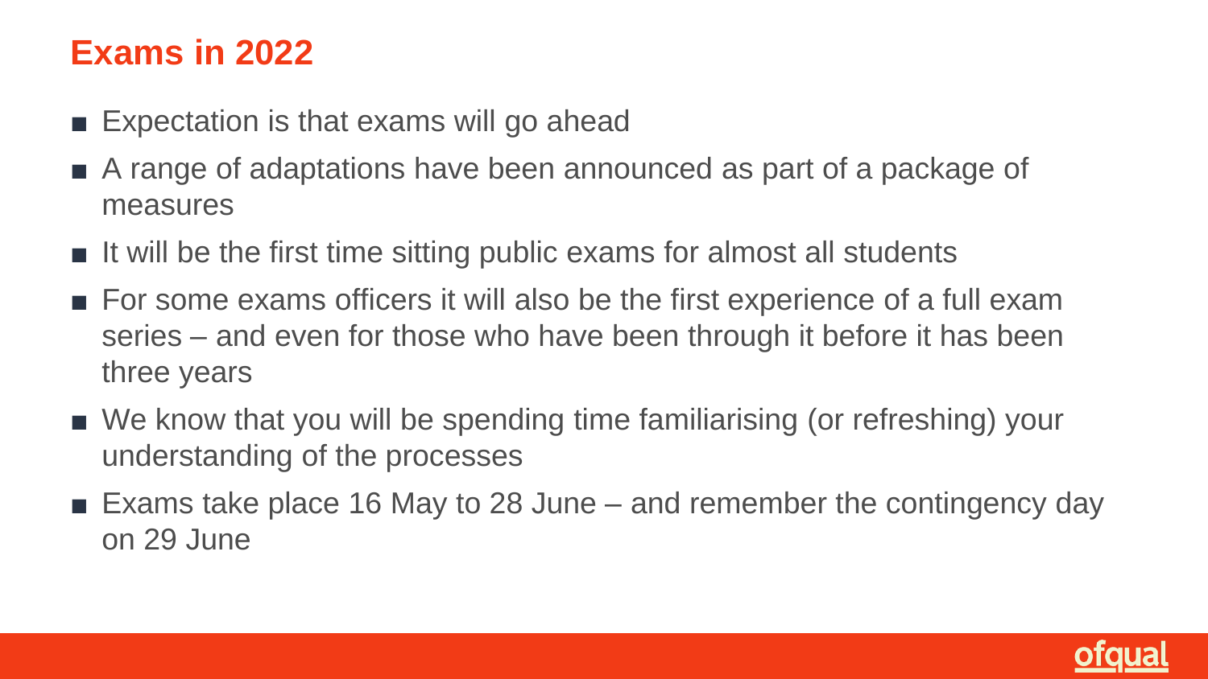## Exams in 2022

- Expectation is that exams will go ahead
- A range of adaptations have been announced as part of a package of measures
- It will be the first time sitting public exams for almost all students
- For some exams officers it will also be the first experience of a full exam series – and even for those who have been through it before it has been three years
- We know that you will be spending time familiarising (or refreshing) your understanding of the processes
- Exams take place 16 May to 28 June – and remember the contingency day on 29 June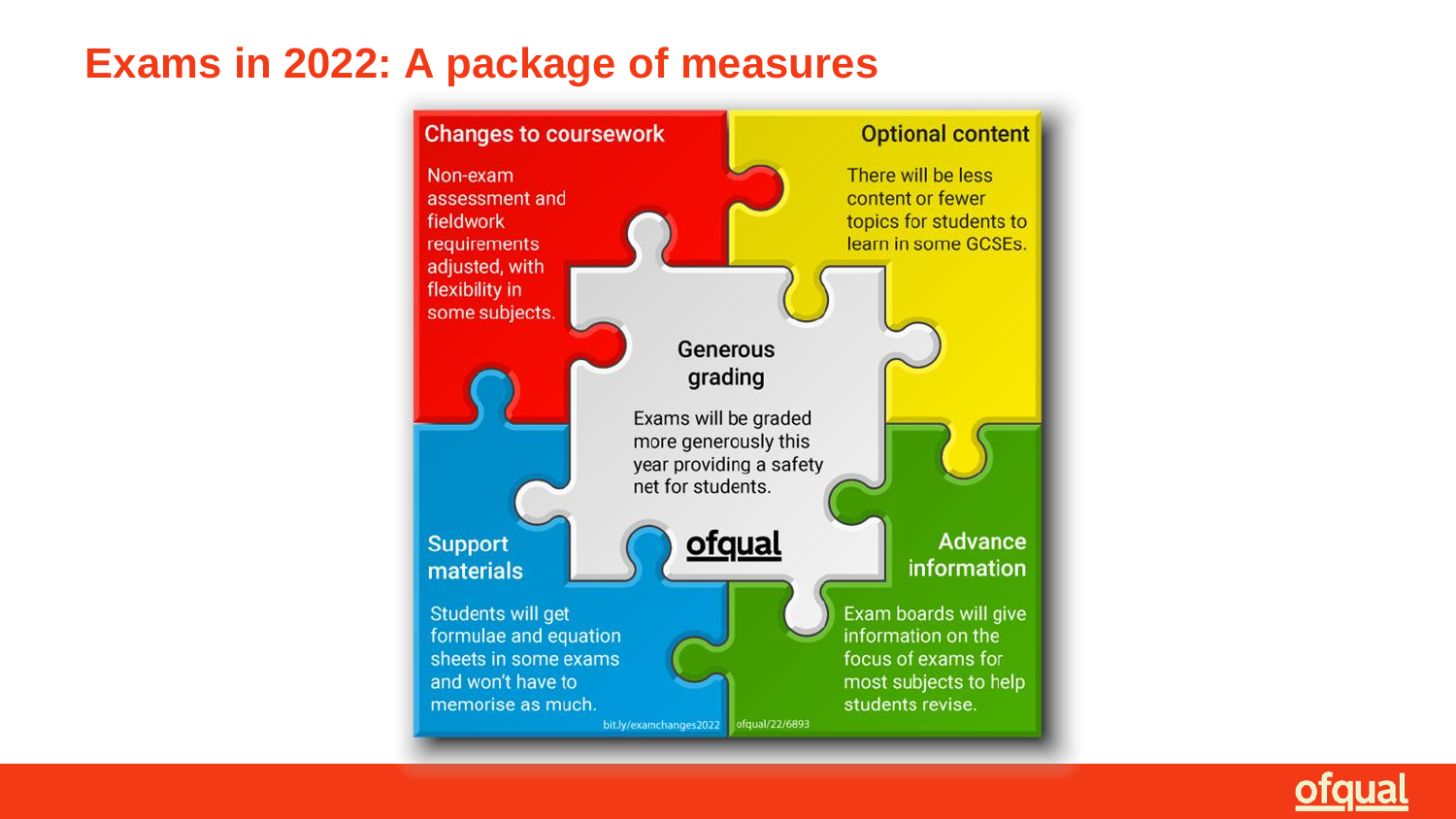# Exams in 2022: A package of measures

## Changes to coursework

Non-exam assessment and fieldwork requirements adjusted, with flexibility in some subjects.

## Optional content

There will be less content or fewer topics for students to learn in some GCSEs.

## Generous grading

Exams will be graded more generously this year providing a safety net for students.

## Support materials

Students will get formulae and equation sheets in some exams and won't have to memorise as much.

## Advance information

Exam boards will give information on the focus of exams for most subjects to help students revise.

bit.ly/examchanges2022

ofqual/22/6893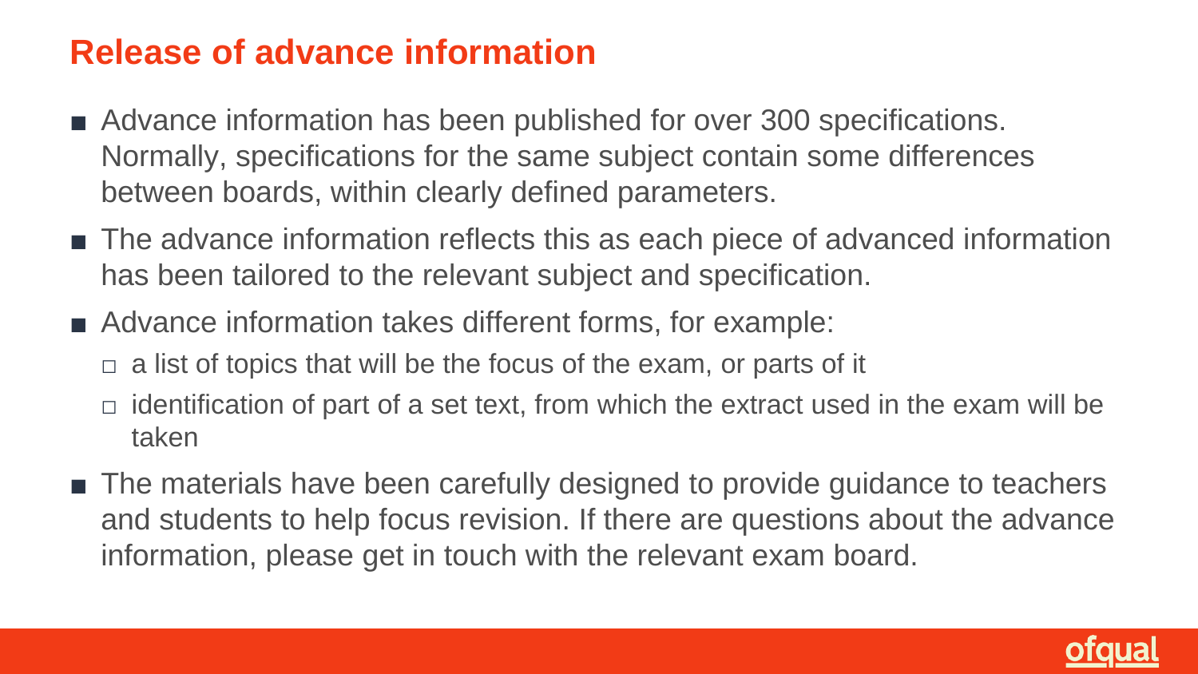## Release of advance information

- Advance information has been published for over 300 specifications. Normally, specifications for the same subject contain some differences between boards, within clearly defined parameters.
- The advance information reflects this as each piece of advanced information has been tailored to the relevant subject and specification.
- Advance information takes different forms, for example:
  - a list of topics that will be the focus of the exam, or parts of it
  - identification of part of a set text, from which the extract used in the exam will be taken
- The materials have been carefully designed to provide guidance to teachers and students to help focus revision. If there are questions about the advance information, please get in touch with the relevant exam board.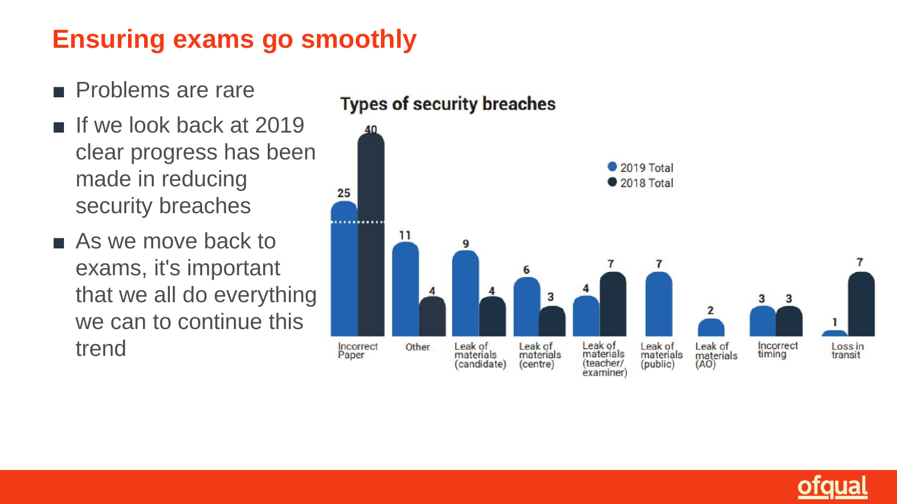# Ensuring exams go smoothly

- Problems are rare
- If we look back at 2019 clear progress has been made in reducing security breaches
- As we move back to exams, it's important that we all do everything we can to continue this trend

**Types of security breaches**

| Type | 2019 Total | 2018 Total |
| --- | --- | --- |
| Incorrect Paper | 25 | 40 |
| Other | 11 | 4 |
| Leak of materials (candidate) | 9 | 4 |
| Leak of materials (centre) | 6 | 3 |
| Leak of materials (teacher/examiner) | 4 | 7 |
| Leak of materials (public) | 7 | |
| Leak of materials (AO) | 2 | |
| Incorrect timing | 3 | 3 |
| Loss in transit | 1 | 7 |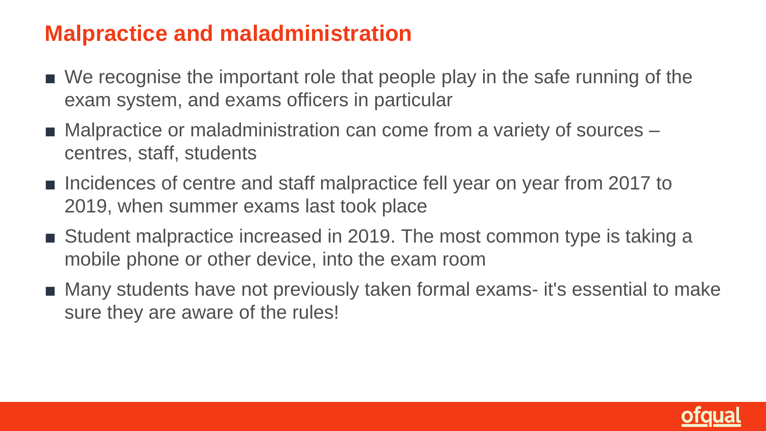## Malpractice and maladministration

- We recognise the important role that people play in the safe running of the exam system, and exams officers in particular
- Malpractice or maladministration can come from a variety of sources – centres, staff, students
- Incidences of centre and staff malpractice fell year on year from 2017 to 2019, when summer exams last took place
- Student malpractice increased in 2019. The most common type is taking a mobile phone or other device, into the exam room
- Many students have not previously taken formal exams- it's essential to make sure they are aware of the rules!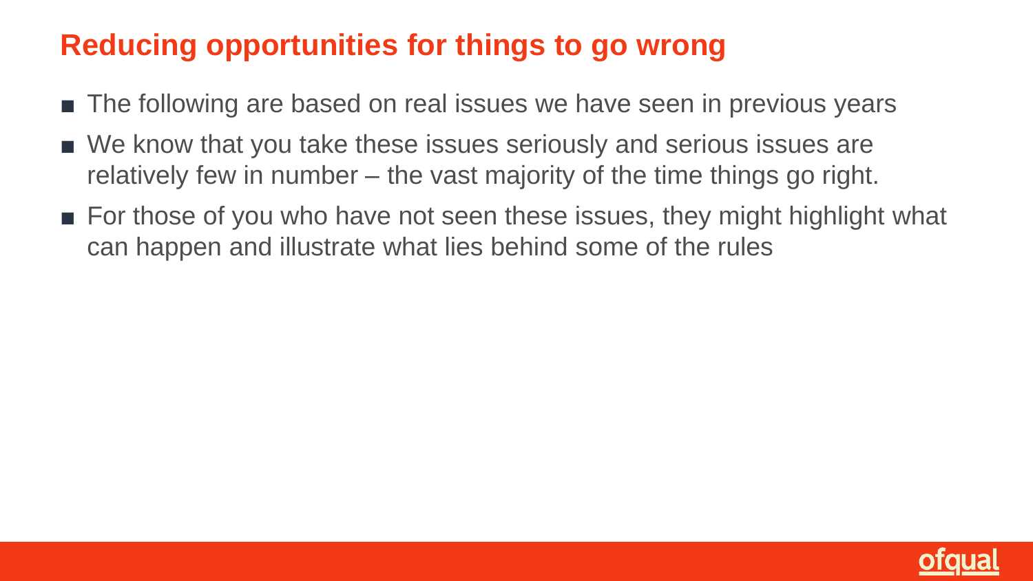## Reducing opportunities for things to go wrong

- The following are based on real issues we have seen in previous years
- We know that you take these issues seriously and serious issues are relatively few in number – the vast majority of the time things go right.
- For those of you who have not seen these issues, they might highlight what can happen and illustrate what lies behind some of the rules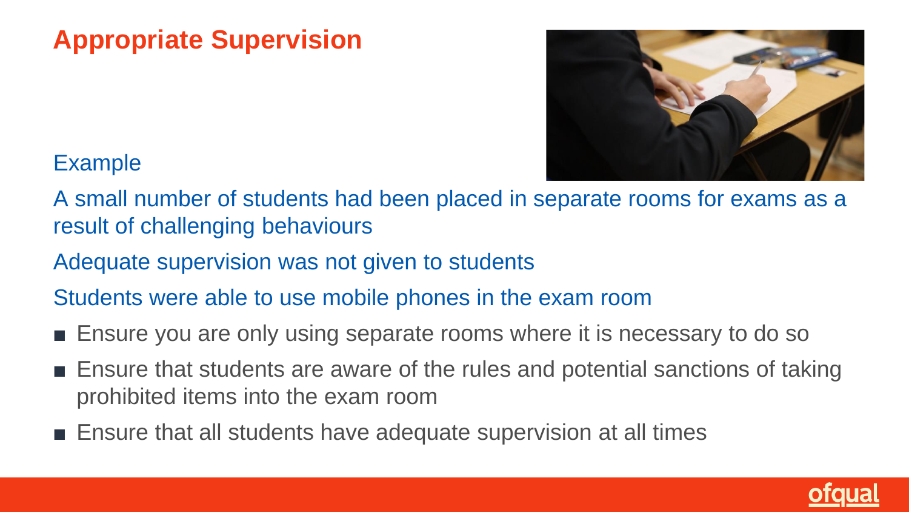# Appropriate Supervision

Example

A small number of students had been placed in separate rooms for exams as a result of challenging behaviours

Adequate supervision was not given to students

Students were able to use mobile phones in the exam room

- Ensure you are only using separate rooms where it is necessary to do so
- Ensure that students are aware of the rules and potential sanctions of taking prohibited items into the exam room
- Ensure that all students have adequate supervision at all times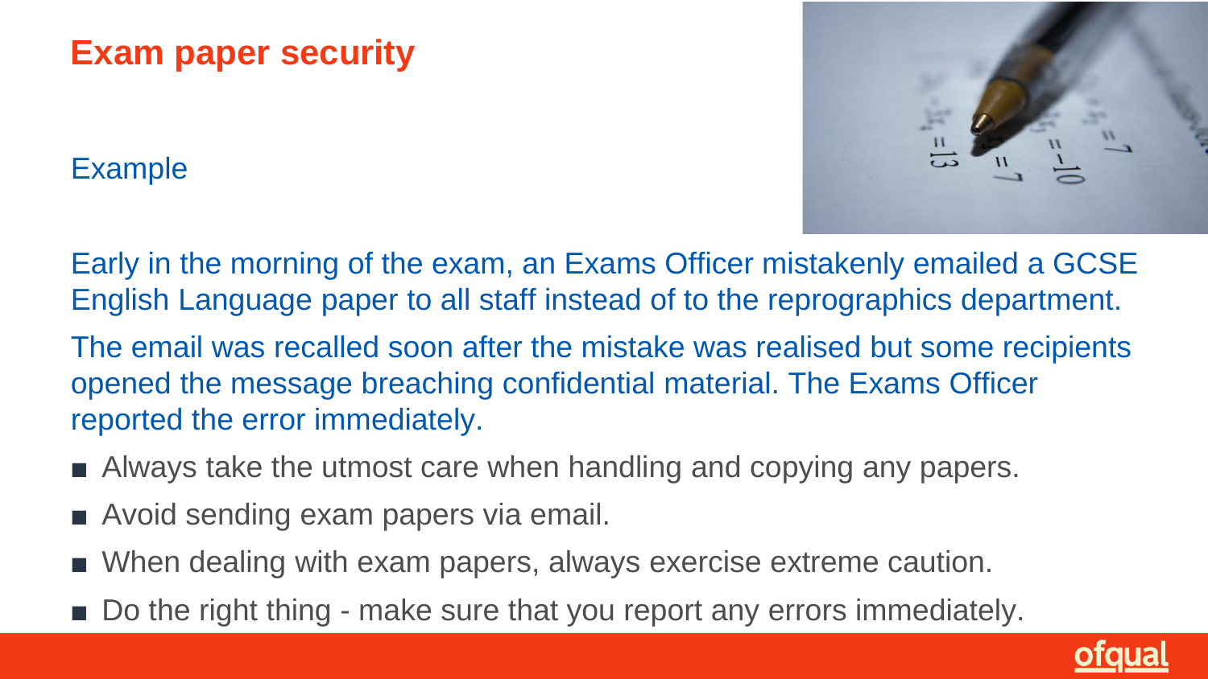# Exam paper security

## Example

Early in the morning of the exam, an Exams Officer mistakenly emailed a GCSE English Language paper to all staff instead of to the reprographics department.

The email was recalled soon after the mistake was realised but some recipients opened the message breaching confidential material. The Exams Officer reported the error immediately.

- Always take the utmost care when handling and copying any papers.
- Avoid sending exam papers via email.
- When dealing with exam papers, always exercise extreme caution.
- Do the right thing - make sure that you report any errors immediately.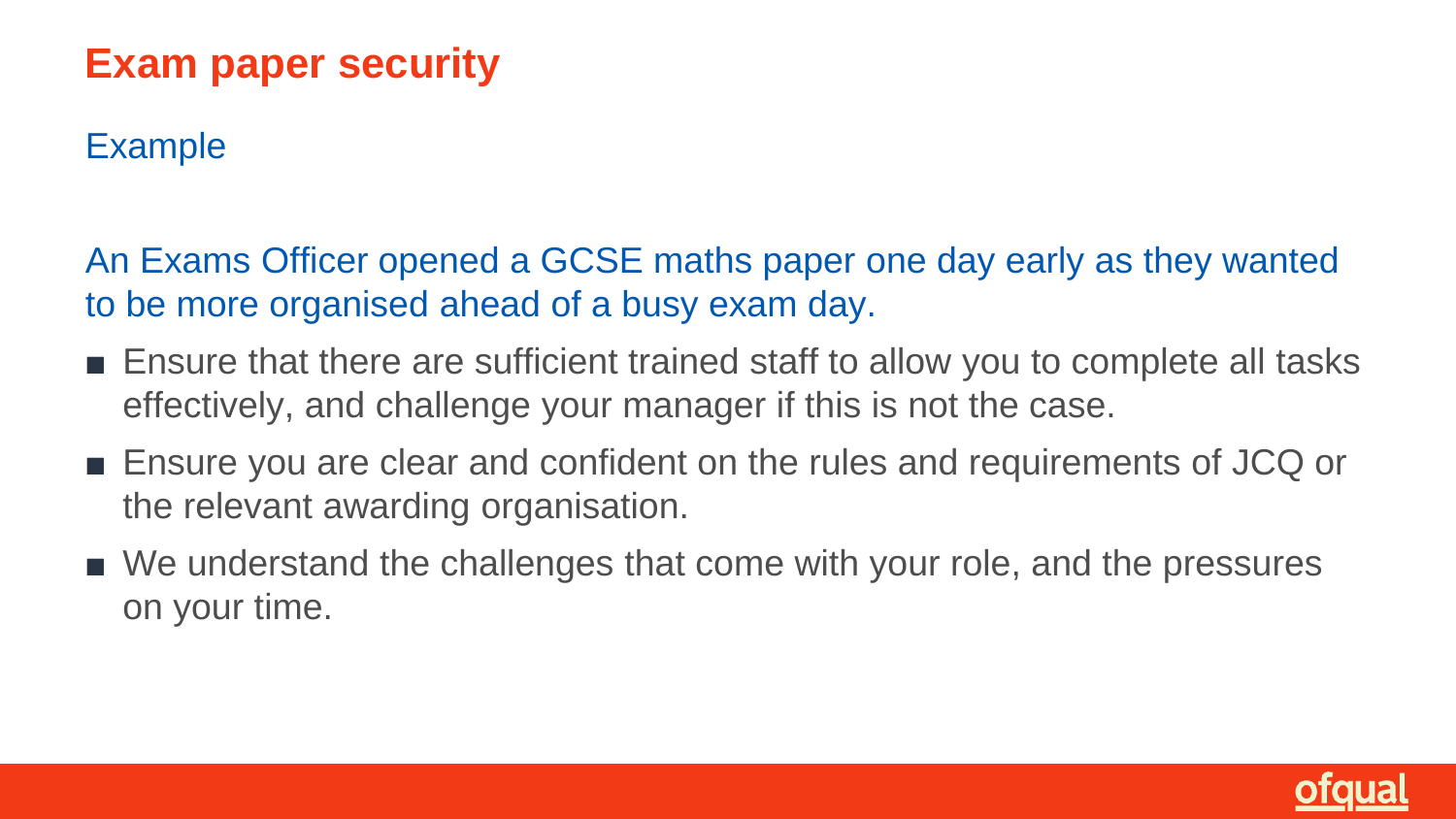# Exam paper security

## Example

An Exams Officer opened a GCSE maths paper one day early as they wanted to be more organised ahead of a busy exam day.

- Ensure that there are sufficient trained staff to allow you to complete all tasks effectively, and challenge your manager if this is not the case.
- Ensure you are clear and confident on the rules and requirements of JCQ or the relevant awarding organisation.
- We understand the challenges that come with your role, and the pressures on your time.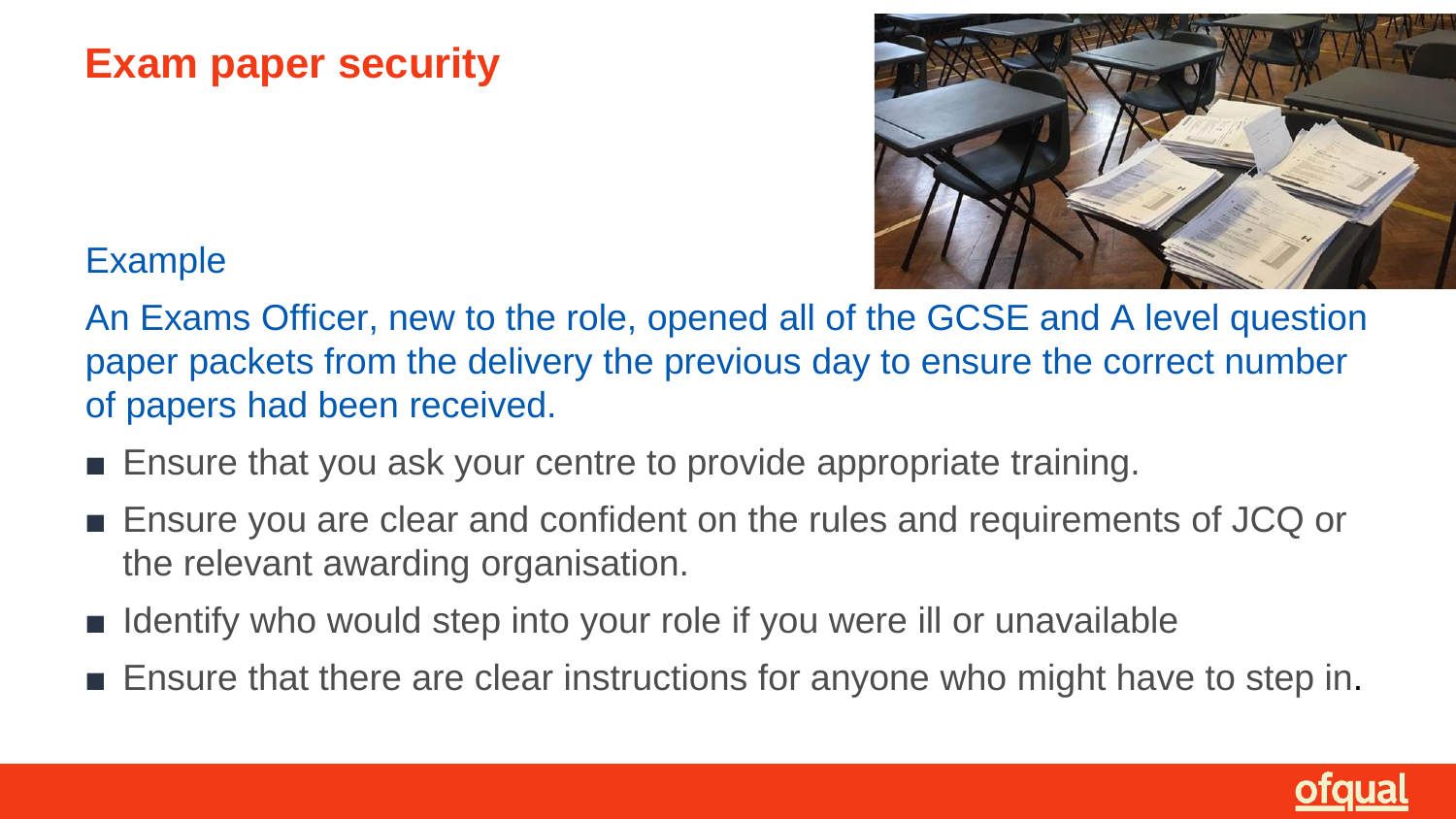# Exam paper security

## Example

An Exams Officer, new to the role, opened all of the GCSE and A level question paper packets from the delivery the previous day to ensure the correct number of papers had been received.

- Ensure that you ask your centre to provide appropriate training.
- Ensure you are clear and confident on the rules and requirements of JCQ or the relevant awarding organisation.
- Identify who would step into your role if you were ill or unavailable
- Ensure that there are clear instructions for anyone who might have to step in.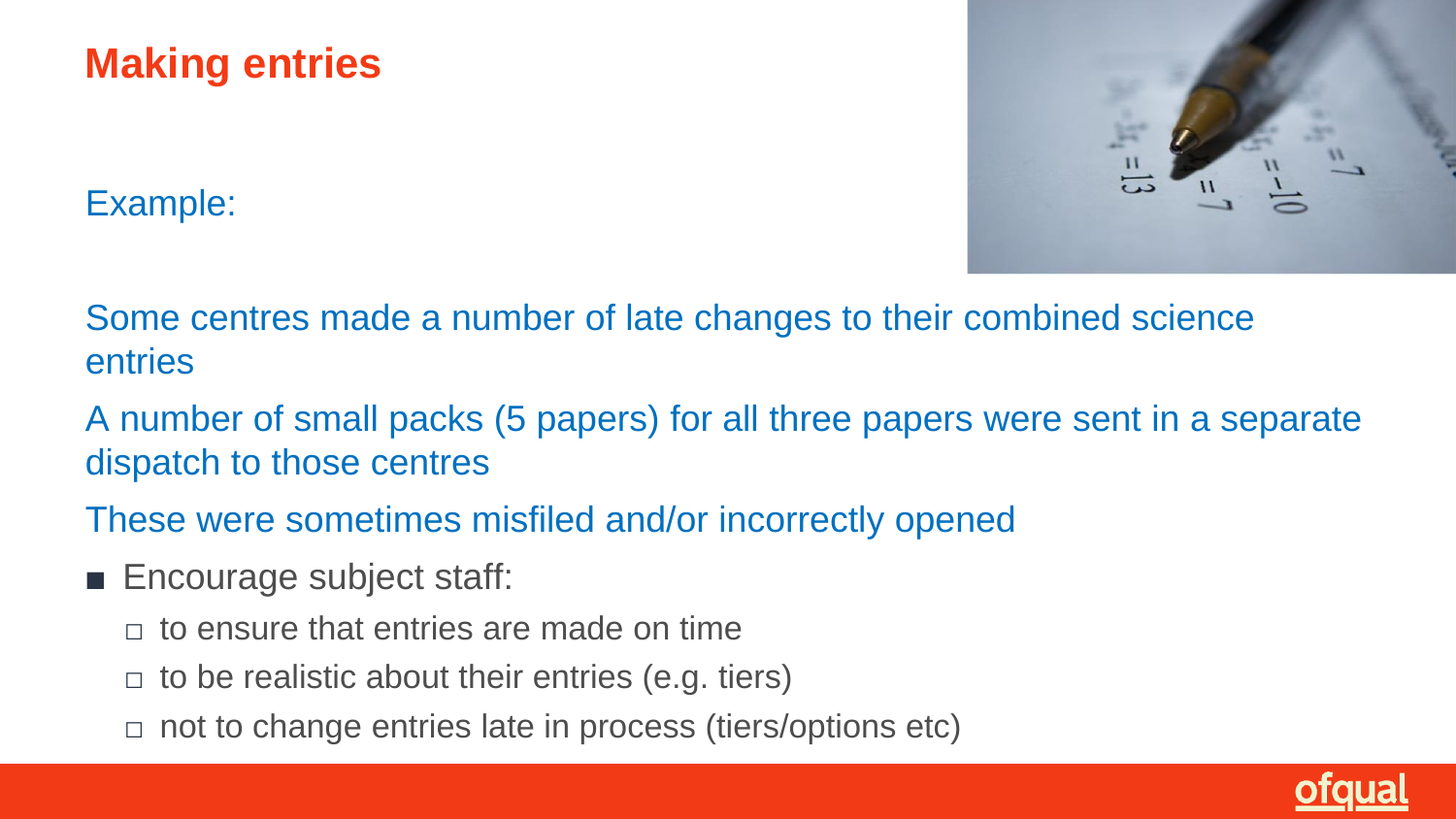# Making entries

Example:

Some centres made a number of late changes to their combined science entries

A number of small packs (5 papers) for all three papers were sent in a separate dispatch to those centres

These were sometimes misfiled and/or incorrectly opened

- Encourage subject staff:
  - to ensure that entries are made on time
  - to be realistic about their entries (e.g. tiers)
  - not to change entries late in process (tiers/options etc)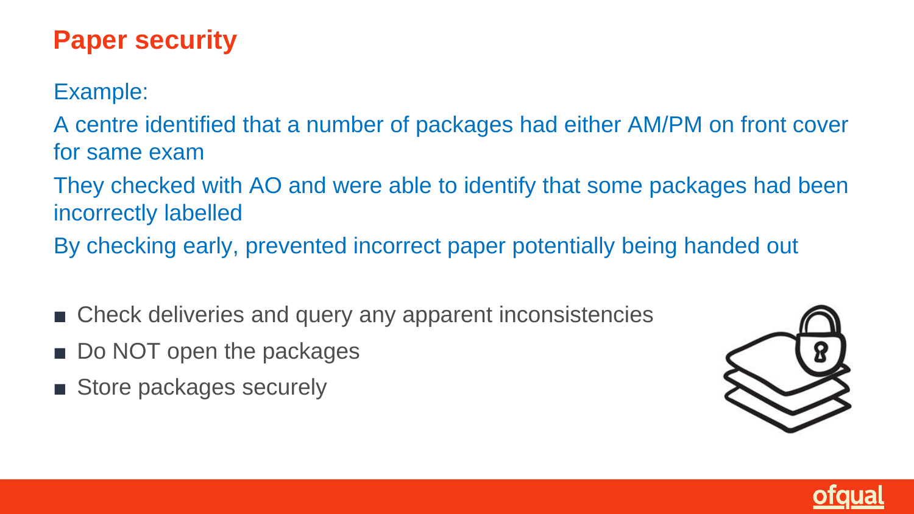# Paper security

Example:

A centre identified that a number of packages had either AM/PM on front cover for same exam

They checked with AO and were able to identify that some packages had been incorrectly labelled

By checking early, prevented incorrect paper potentially being handed out

- Check deliveries and query any apparent inconsistencies
- Do NOT open the packages
- Store packages securely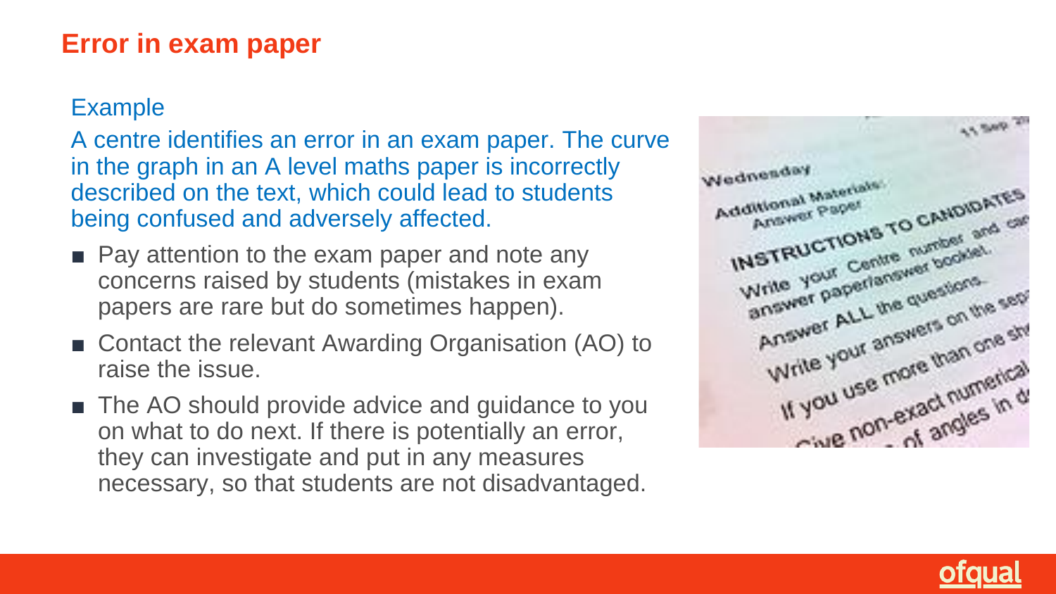# Error in exam paper

## Example

A centre identifies an error in an exam paper. The curve in the graph in an A level maths paper is incorrectly described on the text, which could lead to students being confused and adversely affected.

- Pay attention to the exam paper and note any concerns raised by students (mistakes in exam papers are rare but do sometimes happen).
- Contact the relevant Awarding Organisation (AO) to raise the issue.
- The AO should provide advice and guidance to you on what to do next. If there is potentially an error, they can investigate and put in any measures necessary, so that students are not disadvantaged.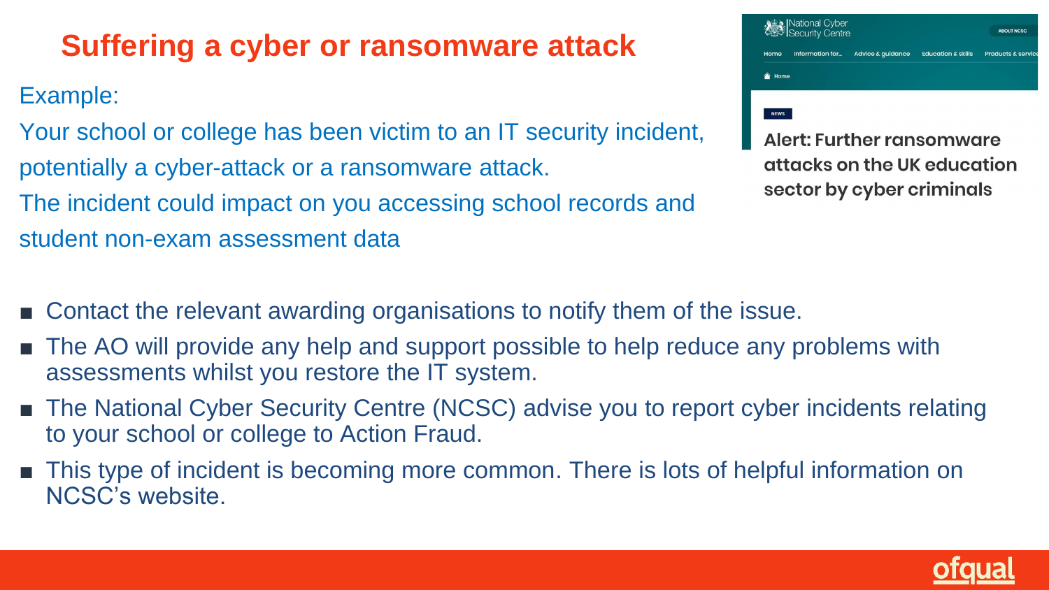# Suffering a cyber or ransomware attack

Example:

Your school or college has been victim to an IT security incident, potentially a cyber-attack or a ransomware attack.

The incident could impact on you accessing school records and student non-exam assessment data

National Cyber Security Centre

Home | Information for... | Advice & guidance | Education & skills | Products & services

ABOUT NCSC

Home

NEWS

**Alert: Further ransomware attacks on the UK education sector by cyber criminals**

- Contact the relevant awarding organisations to notify them of the issue.
- The AO will provide any help and support possible to help reduce any problems with assessments whilst you restore the IT system.
- The National Cyber Security Centre (NCSC) advise you to report cyber incidents relating to your school or college to Action Fraud.
- This type of incident is becoming more common. There is lots of helpful information on NCSC's website.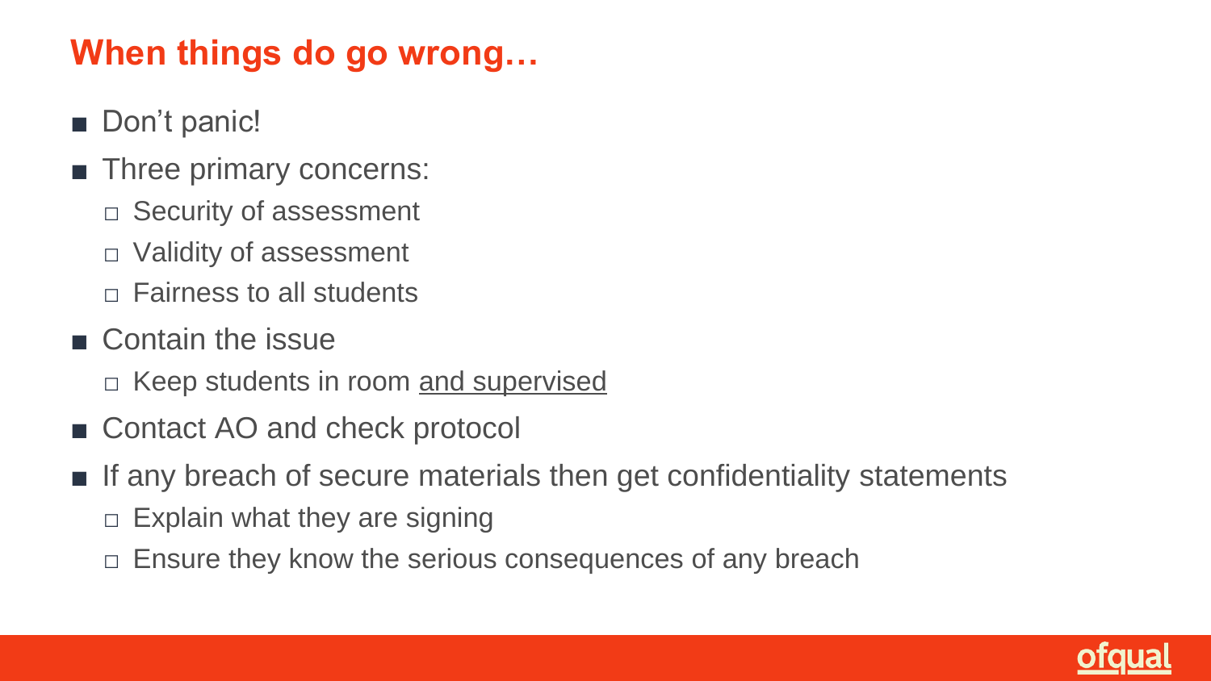## When things do go wrong…

- Don't panic!
- Three primary concerns:
  - Security of assessment
  - Validity of assessment
  - Fairness to all students
- Contain the issue
  - Keep students in room <u>and supervised</u>
- Contact AO and check protocol
- If any breach of secure materials then get confidentiality statements
  - Explain what they are signing
  - Ensure they know the serious consequences of any breach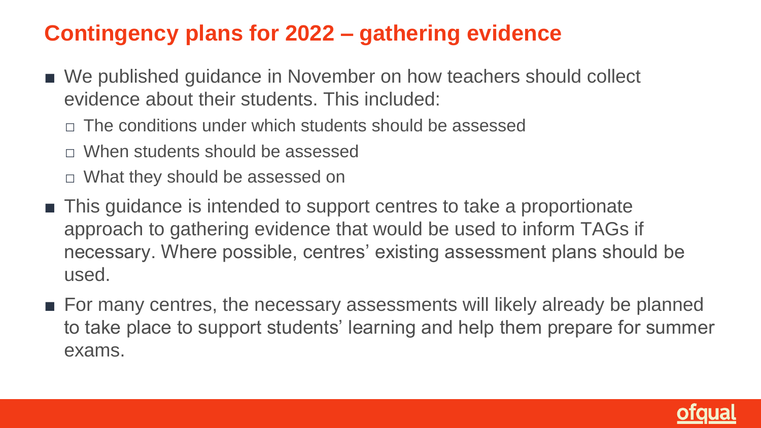# Contingency plans for 2022 – gathering evidence

- We published guidance in November on how teachers should collect evidence about their students. This included:
  - The conditions under which students should be assessed
  - When students should be assessed
  - What they should be assessed on
- This guidance is intended to support centres to take a proportionate approach to gathering evidence that would be used to inform TAGs if necessary. Where possible, centres' existing assessment plans should be used.
- For many centres, the necessary assessments will likely already be planned to take place to support students' learning and help them prepare for summer exams.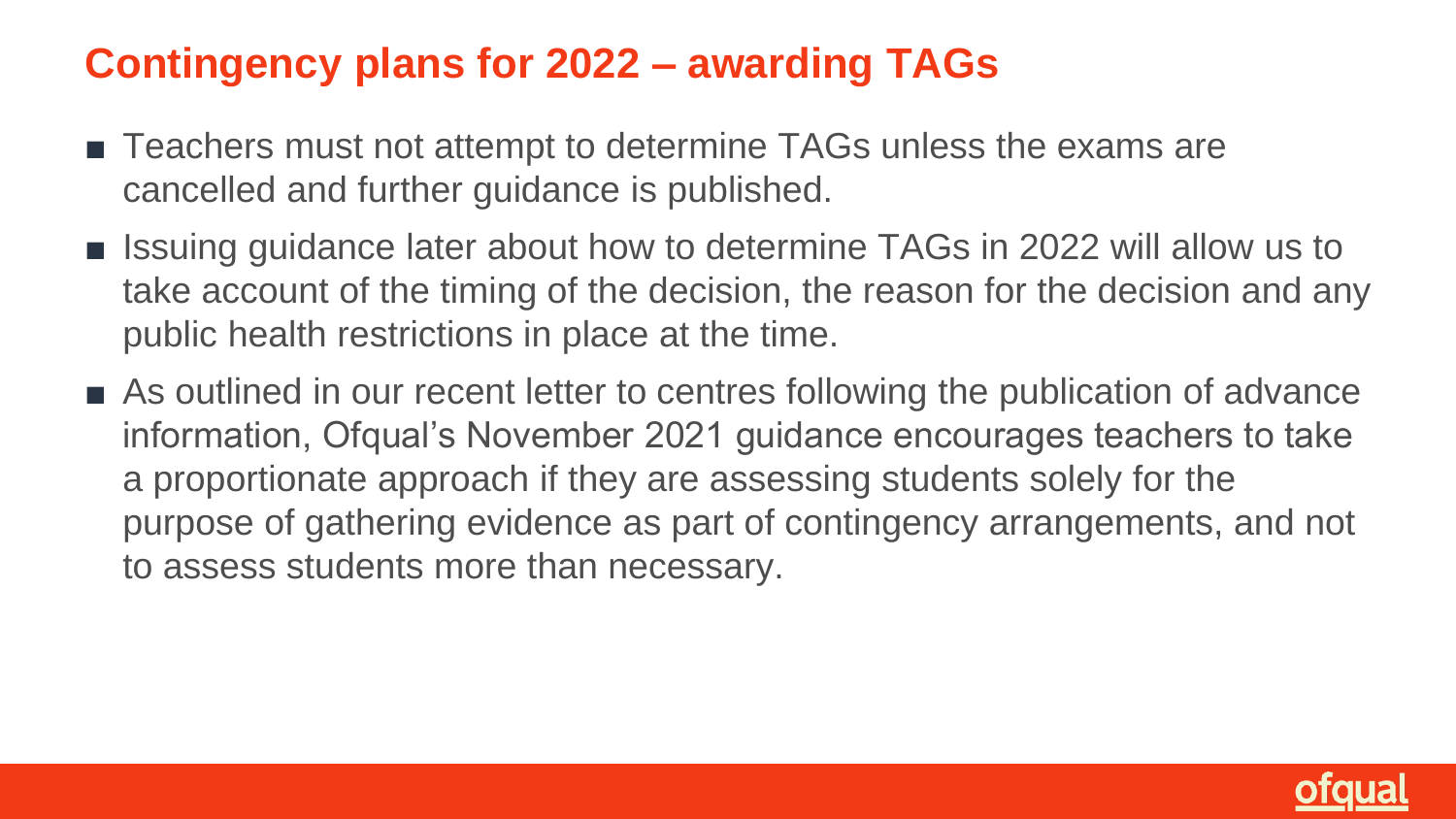## Contingency plans for 2022 – awarding TAGs

- Teachers must not attempt to determine TAGs unless the exams are cancelled and further guidance is published.
- Issuing guidance later about how to determine TAGs in 2022 will allow us to take account of the timing of the decision, the reason for the decision and any public health restrictions in place at the time.
- As outlined in our recent letter to centres following the publication of advance information, Ofqual's November 2021 guidance encourages teachers to take a proportionate approach if they are assessing students solely for the purpose of gathering evidence as part of contingency arrangements, and not to assess students more than necessary.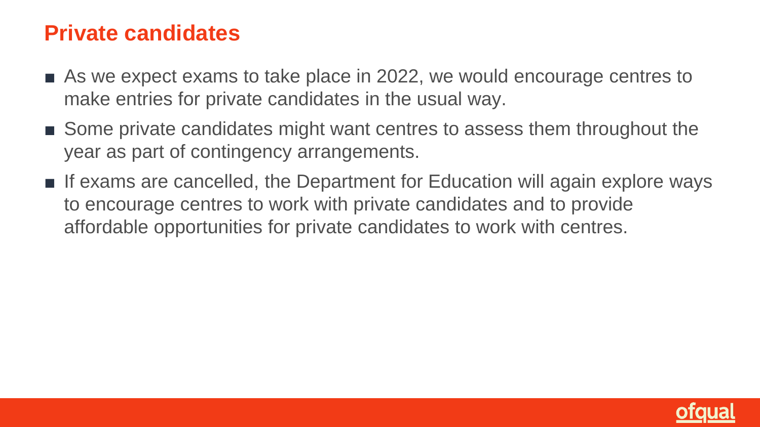## Private candidates

- As we expect exams to take place in 2022, we would encourage centres to make entries for private candidates in the usual way.
- Some private candidates might want centres to assess them throughout the year as part of contingency arrangements.
- If exams are cancelled, the Department for Education will again explore ways to encourage centres to work with private candidates and to provide affordable opportunities for private candidates to work with centres.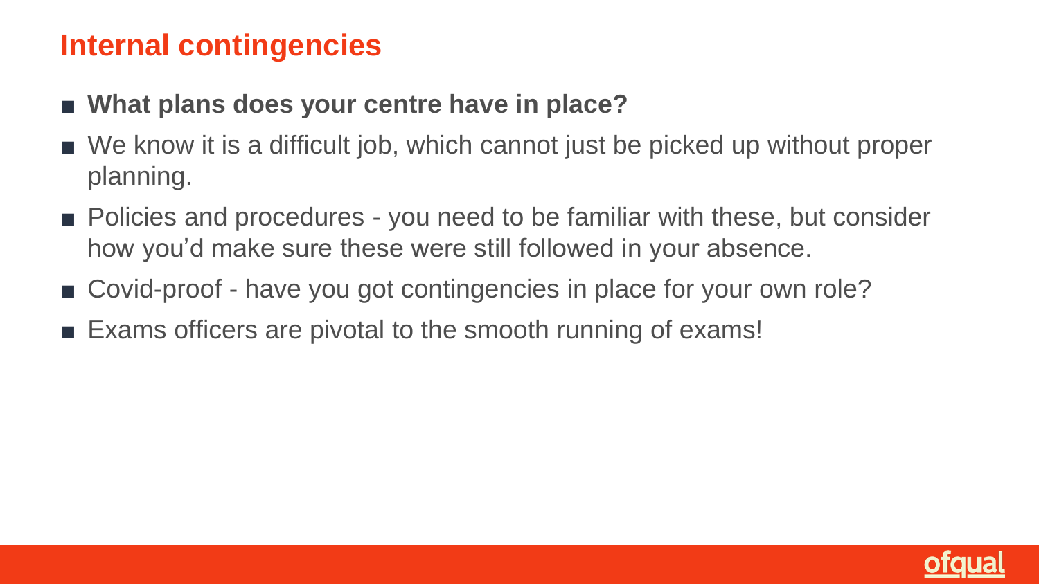## Internal contingencies

- **What plans does your centre have in place?**
- We know it is a difficult job, which cannot just be picked up without proper planning.
- Policies and procedures - you need to be familiar with these, but consider how you'd make sure these were still followed in your absence.
- Covid-proof - have you got contingencies in place for your own role?
- Exams officers are pivotal to the smooth running of exams!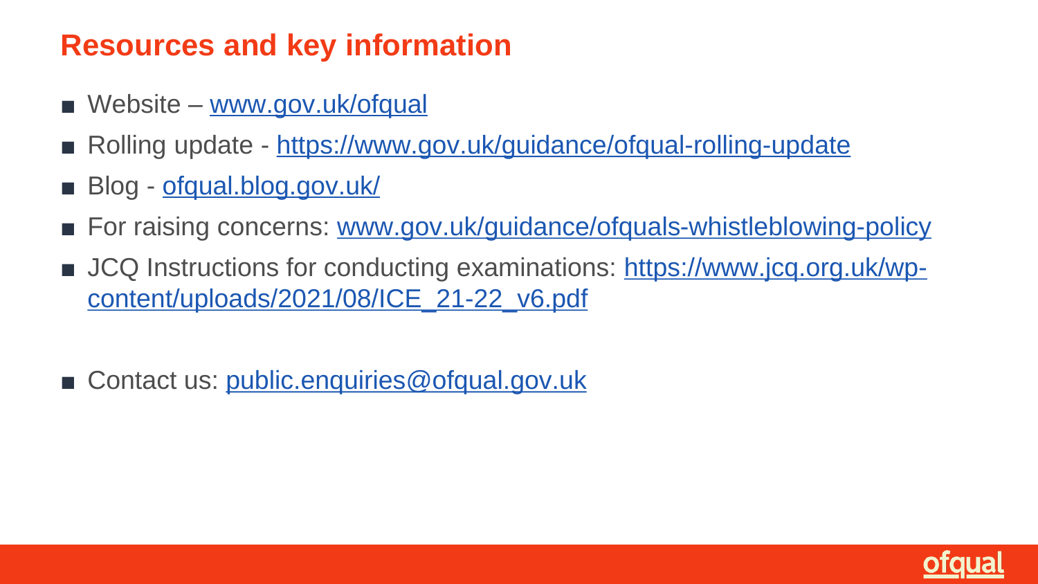## Resources and key information

- Website – www.gov.uk/ofqual
- Rolling update - https://www.gov.uk/guidance/ofqual-rolling-update
- Blog - ofqual.blog.gov.uk/
- For raising concerns: www.gov.uk/guidance/ofquals-whistleblowing-policy
- JCQ Instructions for conducting examinations: https://www.jcq.org.uk/wp-content/uploads/2021/08/ICE_21-22_v6.pdf

- Contact us: public.enquiries@ofqual.gov.uk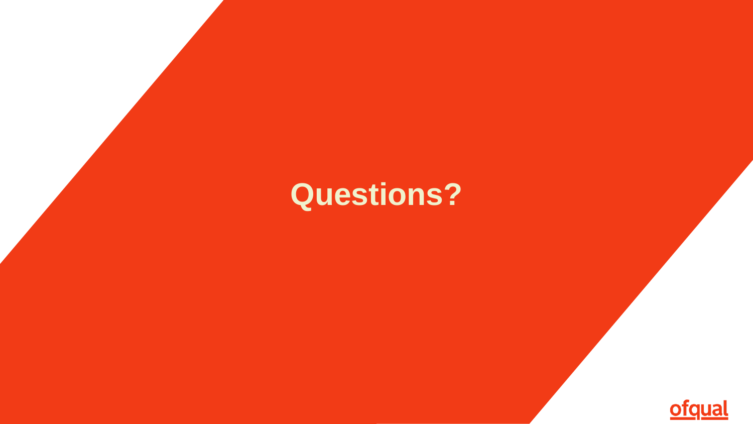# Questions?